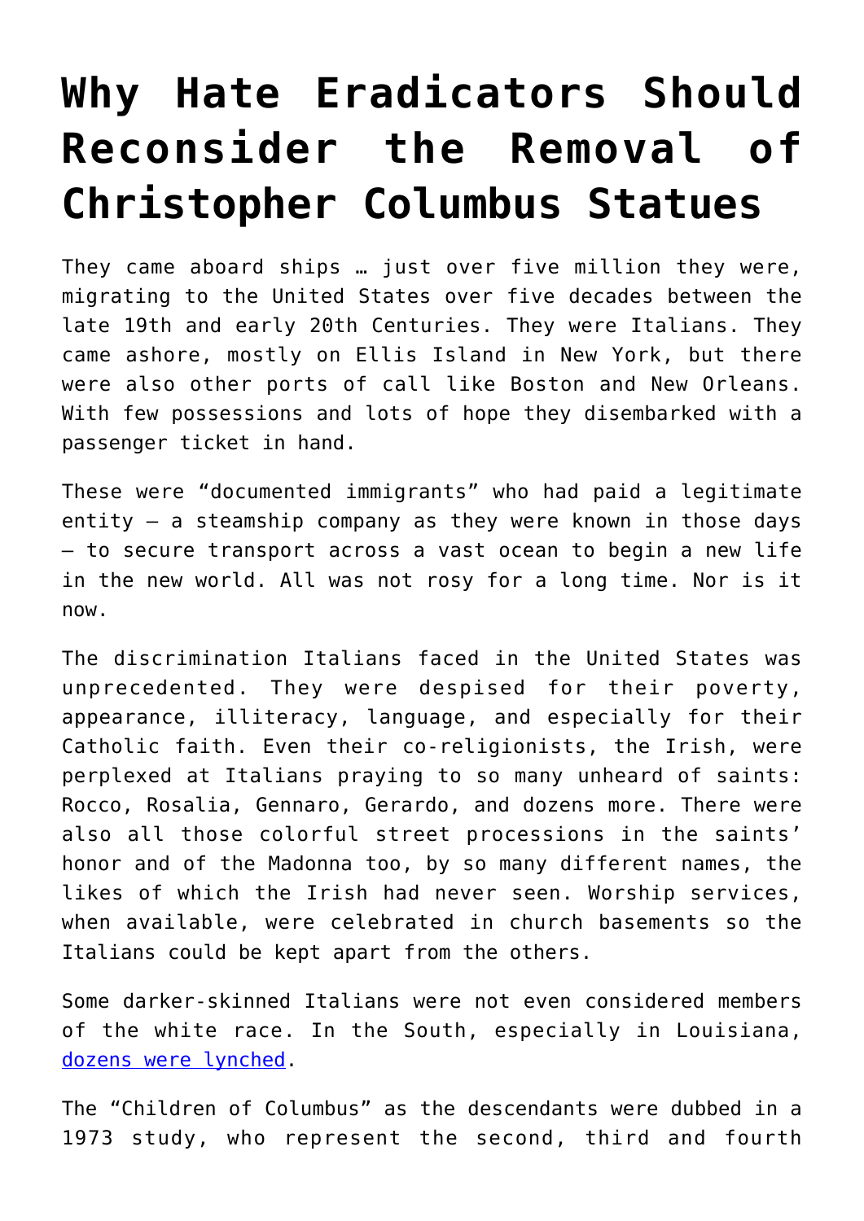# Why Hate Eradicators Should Reconsider the Removal of Christopher Columbus Statues

They came aboard ships … just over five million they were, migrating to the United States over five decades between the late 19th and early 20th Centuries. They were Italians. They came ashore, mostly on Ellis Island in New York, but there were also other ports of call like Boston and New Orleans. With few possessions and lots of hope they disembarked with a passenger ticket in hand.

These were "documented immigrants" who had paid a legitimate entity – a steamship company as they were known in those days – to secure transport across a vast ocean to begin a new life in the new world. All was not rosy for a long time. Nor is it now.

The discrimination Italians faced in the United States was unprecedented. They were despised for their poverty, appearance, illiteracy, language, and especially for their Catholic faith. Even their co-religionists, the Irish, were perplexed at Italians praying to so many unheard of saints: Rocco, Rosalia, Gennaro, Gerardo, and dozens more. There were also all those colorful street processions in the saints' honor and of the Madonna too, by so many different names, the likes of which the Irish had never seen. Worship services, when available, were celebrated in church basements so the Italians could be kept apart from the others.

Some darker-skinned Italians were not even considered members of the white race. In the South, especially in Louisiana, dozens were lynched.

The "Children of Columbus" as the descendants were dubbed in a 1973 study, who represent the second, third and fourth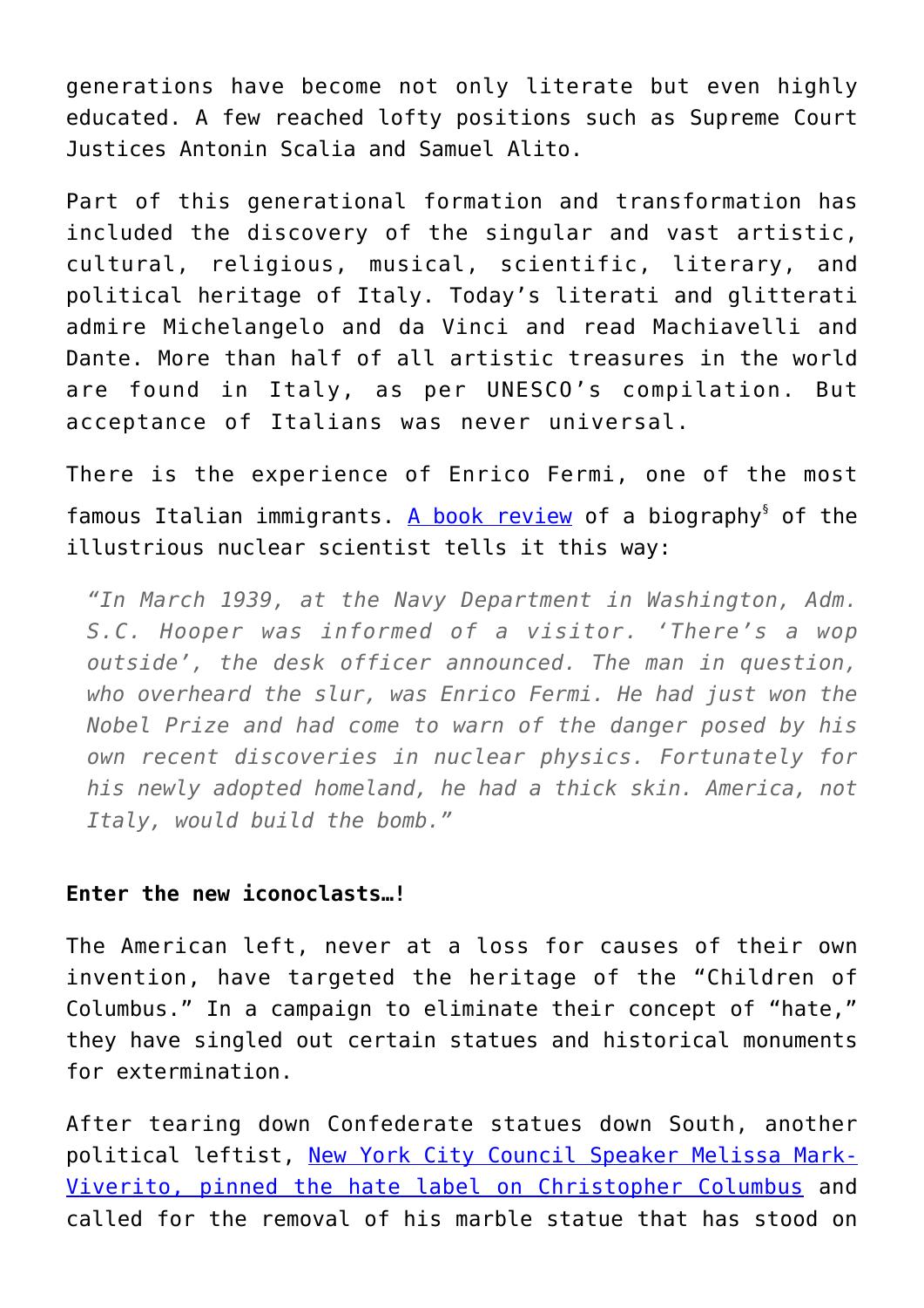generations have become not only literate but even highly educated. A few reached lofty positions such as Supreme Court Justices Antonin Scalia and Samuel Alito.

Part of this generational formation and transformation has included the discovery of the singular and vast artistic, cultural, religious, musical, scientific, literary, and political heritage of Italy. Today's literati and glitterati admire Michelangelo and da Vinci and read Machiavelli and Dante. More than half of all artistic treasures in the world are found in Italy, as per UNESCO's compilation. But acceptance of Italians was never universal.

There is the experience of Enrico Fermi, one of the most famous Italian immigrants. A book review of a biography[§] of the illustrious nuclear scientist tells it this way:

> *"In March 1939, at the Navy Department in Washington, Adm. S.C. Hooper was informed of a visitor. 'There's a wop outside', the desk officer announced. The man in question, who overheard the slur, was Enrico Fermi. He had just won the Nobel Prize and had come to warn of the danger posed by his own recent discoveries in nuclear physics. Fortunately for his newly adopted homeland, he had a thick skin. America, not Italy, would build the bomb."*

**Enter the new iconoclasts…!**

The American left, never at a loss for causes of their own invention, have targeted the heritage of the "Children of Columbus." In a campaign to eliminate their concept of "hate," they have singled out certain statues and historical monuments for extermination.

After tearing down Confederate statues down South, another political leftist, New York City Council Speaker Melissa Mark-Viverito, pinned the hate label on Christopher Columbus and called for the removal of his marble statue that has stood on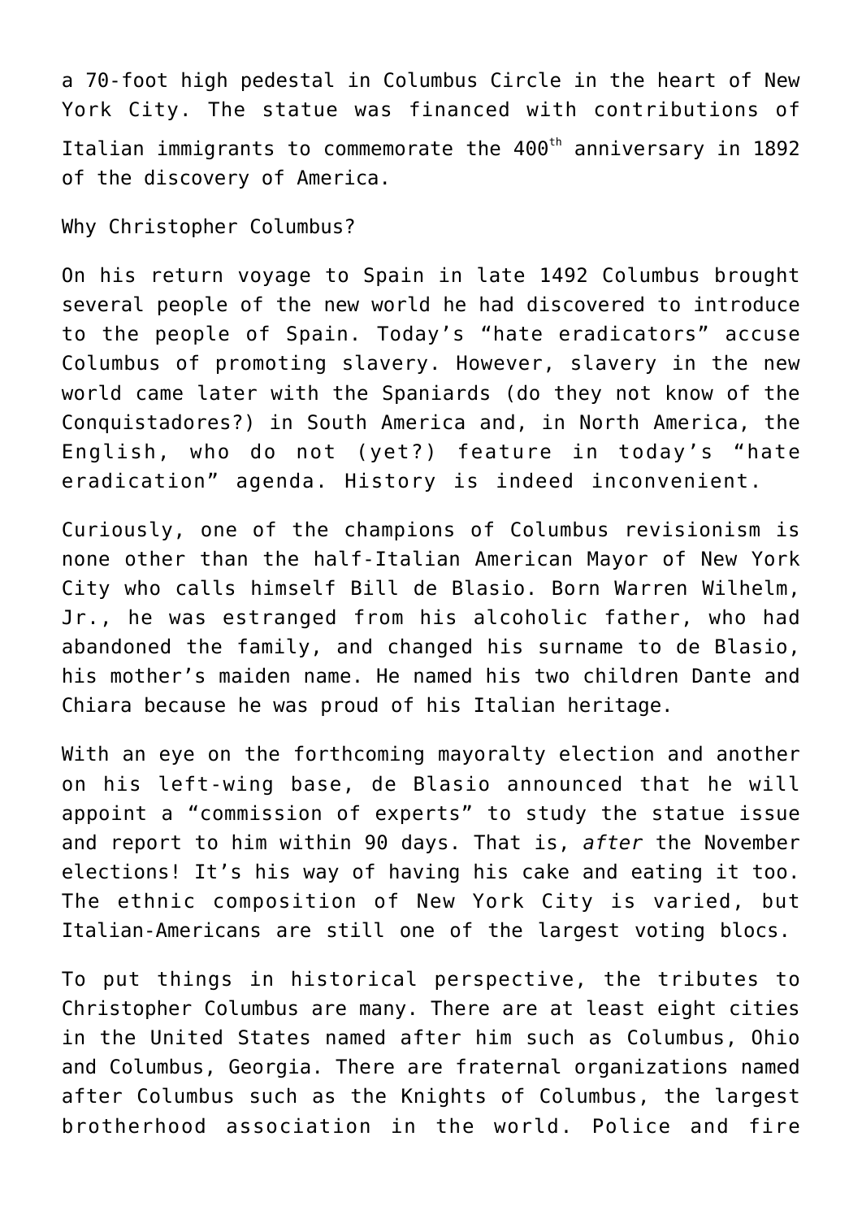a 70-foot high pedestal in Columbus Circle in the heart of New York City. The statue was financed with contributions of Italian immigrants to commemorate the 400th anniversary in 1892 of the discovery of America.

Why Christopher Columbus?

On his return voyage to Spain in late 1492 Columbus brought several people of the new world he had discovered to introduce to the people of Spain. Today's "hate eradicators" accuse Columbus of promoting slavery. However, slavery in the new world came later with the Spaniards (do they not know of the Conquistadores?) in South America and, in North America, the English, who do not (yet?) feature in today's "hate eradication" agenda. History is indeed inconvenient.

Curiously, one of the champions of Columbus revisionism is none other than the half-Italian American Mayor of New York City who calls himself Bill de Blasio. Born Warren Wilhelm, Jr., he was estranged from his alcoholic father, who had abandoned the family, and changed his surname to de Blasio, his mother's maiden name. He named his two children Dante and Chiara because he was proud of his Italian heritage.

With an eye on the forthcoming mayoralty election and another on his left-wing base, de Blasio announced that he will appoint a "commission of experts" to study the statue issue and report to him within 90 days. That is, *after* the November elections! It's his way of having his cake and eating it too. The ethnic composition of New York City is varied, but Italian-Americans are still one of the largest voting blocs.

To put things in historical perspective, the tributes to Christopher Columbus are many. There are at least eight cities in the United States named after him such as Columbus, Ohio and Columbus, Georgia. There are fraternal organizations named after Columbus such as the Knights of Columbus, the largest brotherhood association in the world. Police and fire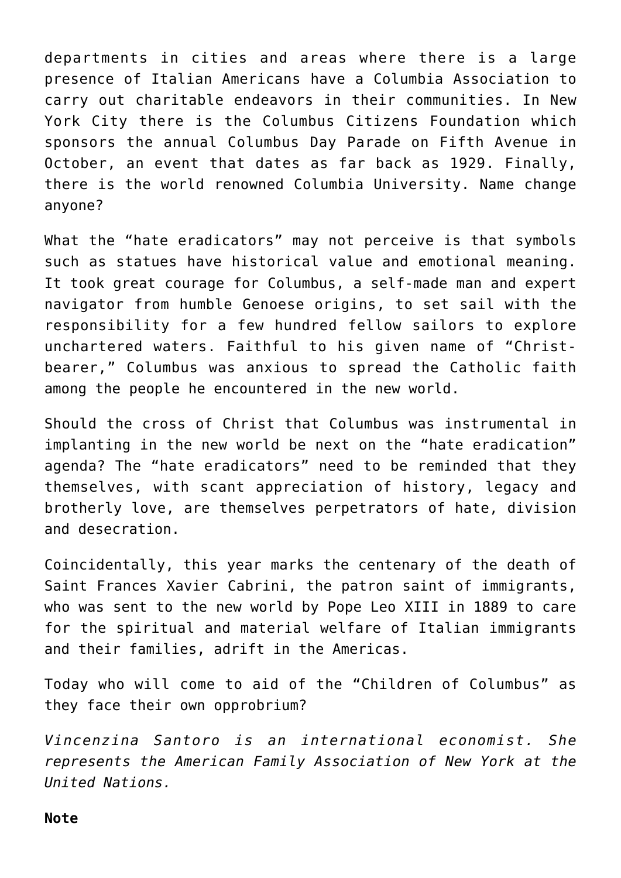departments in cities and areas where there is a large presence of Italian Americans have a Columbia Association to carry out charitable endeavors in their communities. In New York City there is the Columbus Citizens Foundation which sponsors the annual Columbus Day Parade on Fifth Avenue in October, an event that dates as far back as 1929. Finally, there is the world renowned Columbia University. Name change anyone?

What the "hate eradicators" may not perceive is that symbols such as statues have historical value and emotional meaning. It took great courage for Columbus, a self-made man and expert navigator from humble Genoese origins, to set sail with the responsibility for a few hundred fellow sailors to explore unchartered waters. Faithful to his given name of "Christ-bearer," Columbus was anxious to spread the Catholic faith among the people he encountered in the new world.

Should the cross of Christ that Columbus was instrumental in implanting in the new world be next on the "hate eradication" agenda? The "hate eradicators" need to be reminded that they themselves, with scant appreciation of history, legacy and brotherly love, are themselves perpetrators of hate, division and desecration.

Coincidentally, this year marks the centenary of the death of Saint Frances Xavier Cabrini, the patron saint of immigrants, who was sent to the new world by Pope Leo XIII in 1889 to care for the spiritual and material welfare of Italian immigrants and their families, adrift in the Americas.

Today who will come to aid of the "Children of Columbus" as they face their own opprobrium?

*Vincenzina Santoro is an international economist. She represents the American Family Association of New York at the United Nations.*

**Note**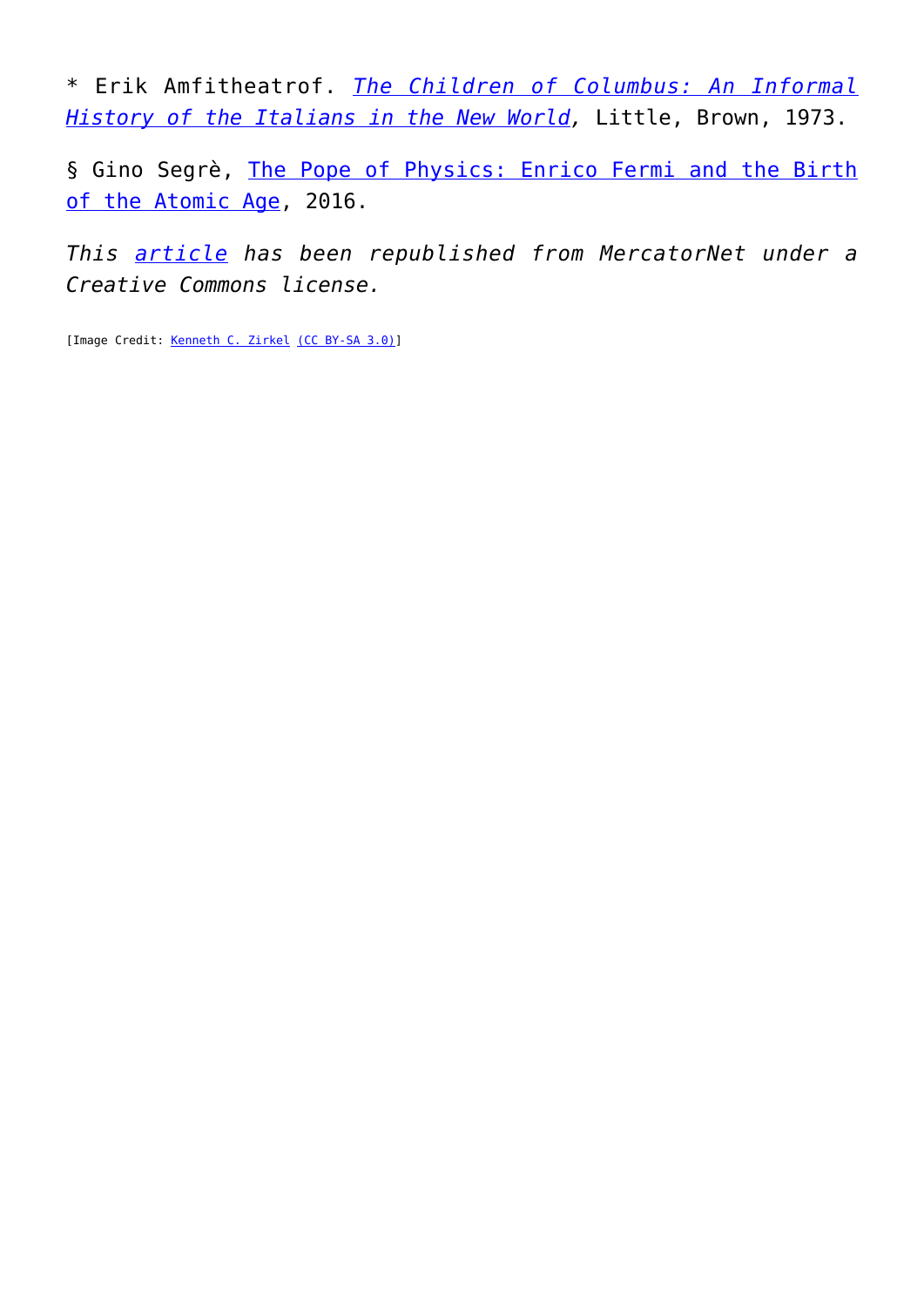* Erik Amfitheatrof. *The Children of Columbus: An Informal History of the Italians in the New World*, Little, Brown, 1973.

§ Gino Segrè, The Pope of Physics: Enrico Fermi and the Birth of the Atomic Age, 2016.

*This article has been republished from MercatorNet under a Creative Commons license.*

[Image Credit: Kenneth C. Zirkel (CC BY-SA 3.0)]